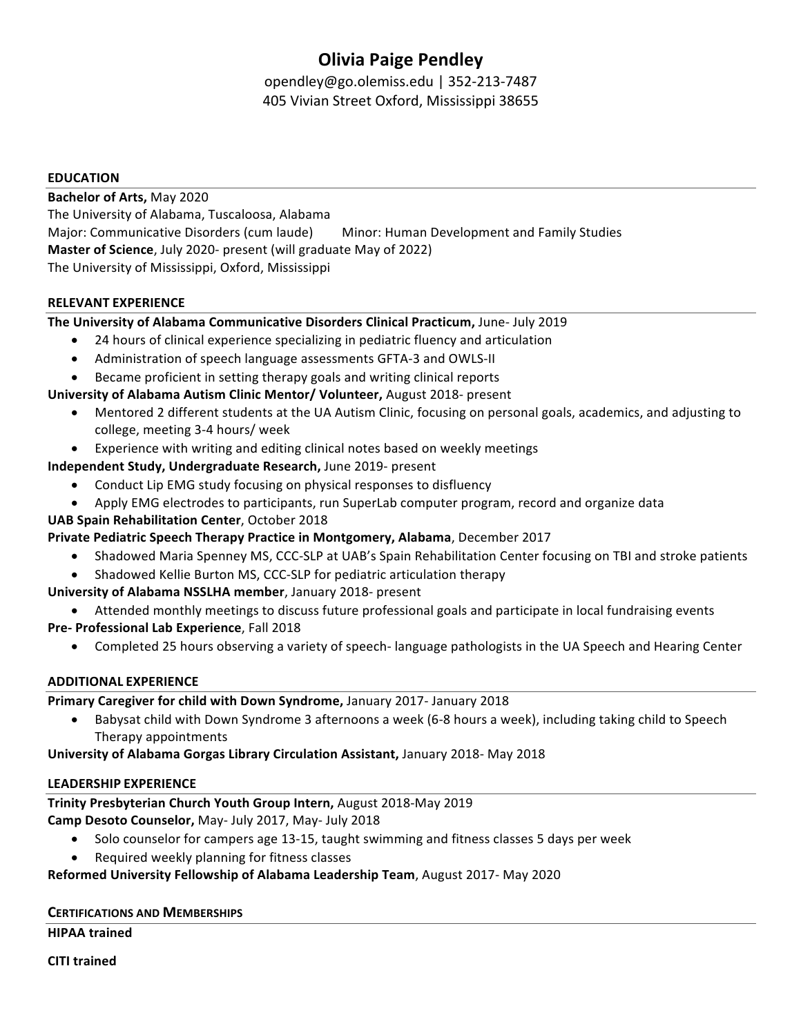# Olivia Paige Pendley

opendley@go.olemiss.edu | 352-213-7487
405 Vivian Street Oxford, Mississippi 38655

## EDUCATION

**Bachelor of Arts,** May 2020
The University of Alabama, Tuscaloosa, Alabama
Major: Communicative Disorders (cum laude) Minor: Human Development and Family Studies
**Master of Science**, July 2020- present (will graduate May of 2022)
The University of Mississippi, Oxford, Mississippi

## RELEVANT EXPERIENCE

**The University of Alabama Communicative Disorders Clinical Practicum,** June- July 2019

- 24 hours of clinical experience specializing in pediatric fluency and articulation
- Administration of speech language assessments GFTA-3 and OWLS-II
- Became proficient in setting therapy goals and writing clinical reports

**University of Alabama Autism Clinic Mentor/ Volunteer,** August 2018- present

- Mentored 2 different students at the UA Autism Clinic, focusing on personal goals, academics, and adjusting to college, meeting 3-4 hours/ week
- Experience with writing and editing clinical notes based on weekly meetings

**Independent Study, Undergraduate Research,** June 2019- present

- Conduct Lip EMG study focusing on physical responses to disfluency
- Apply EMG electrodes to participants, run SuperLab computer program, record and organize data

**UAB Spain Rehabilitation Center**, October 2018
**Private Pediatric Speech Therapy Practice in Montgomery, Alabama**, December 2017

- Shadowed Maria Spenney MS, CCC-SLP at UAB's Spain Rehabilitation Center focusing on TBI and stroke patients
- Shadowed Kellie Burton MS, CCC-SLP for pediatric articulation therapy

**University of Alabama NSSLHA member**, January 2018- present

- Attended monthly meetings to discuss future professional goals and participate in local fundraising events

**Pre- Professional Lab Experience**, Fall 2018

- Completed 25 hours observing a variety of speech- language pathologists in the UA Speech and Hearing Center

## ADDITIONAL EXPERIENCE

**Primary Caregiver for child with Down Syndrome,** January 2017- January 2018

- Babysat child with Down Syndrome 3 afternoons a week (6-8 hours a week), including taking child to Speech Therapy appointments

**University of Alabama Gorgas Library Circulation Assistant,** January 2018- May 2018

## LEADERSHIP EXPERIENCE

**Trinity Presbyterian Church Youth Group Intern,** August 2018-May 2019
**Camp Desoto Counselor,** May- July 2017, May- July 2018

- Solo counselor for campers age 13-15, taught swimming and fitness classes 5 days per week
- Required weekly planning for fitness classes

**Reformed University Fellowship of Alabama Leadership Team**, August 2017- May 2020

## CERTIFICATIONS AND MEMBERSHIPS

**HIPAA trained**

**CITI trained**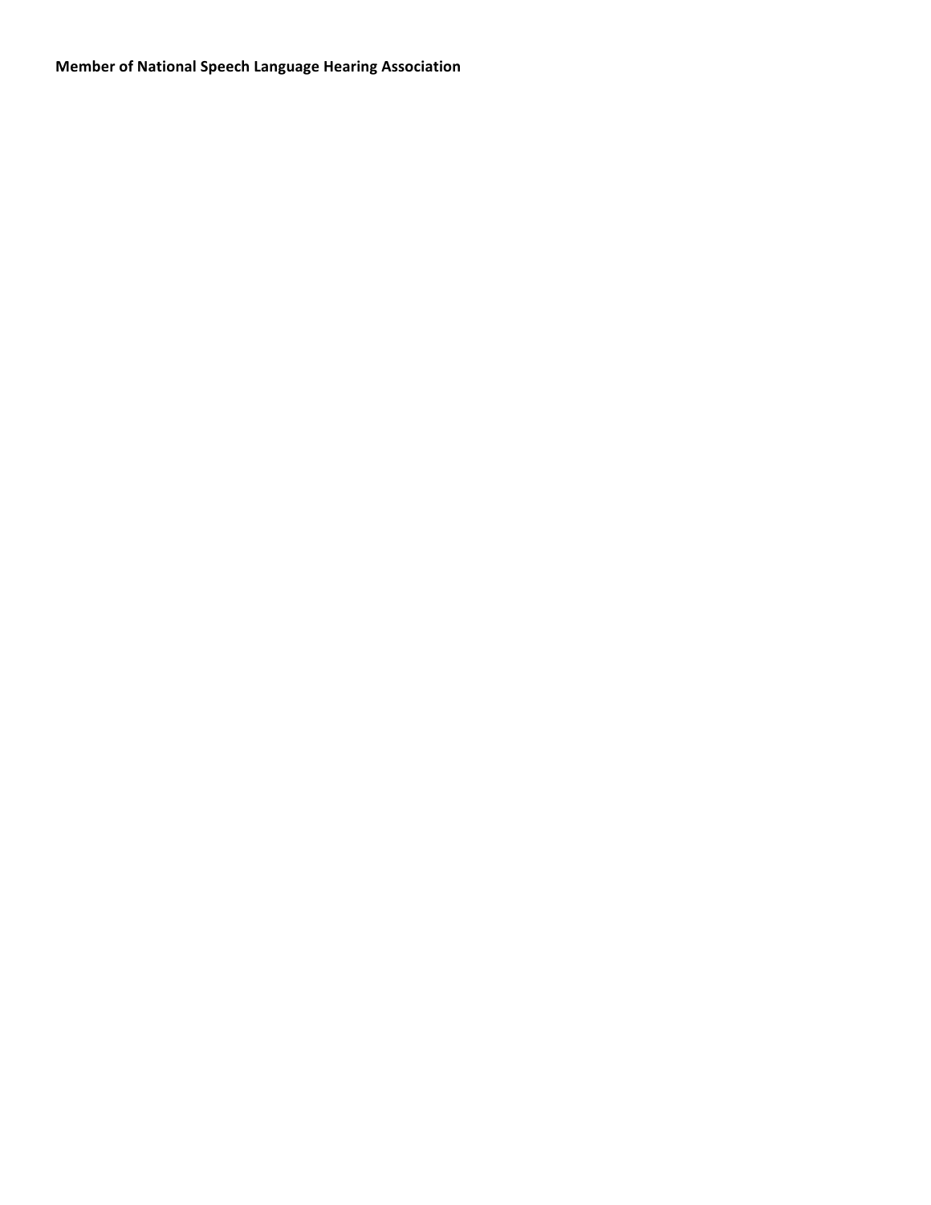**Member of National Speech Language Hearing Association**